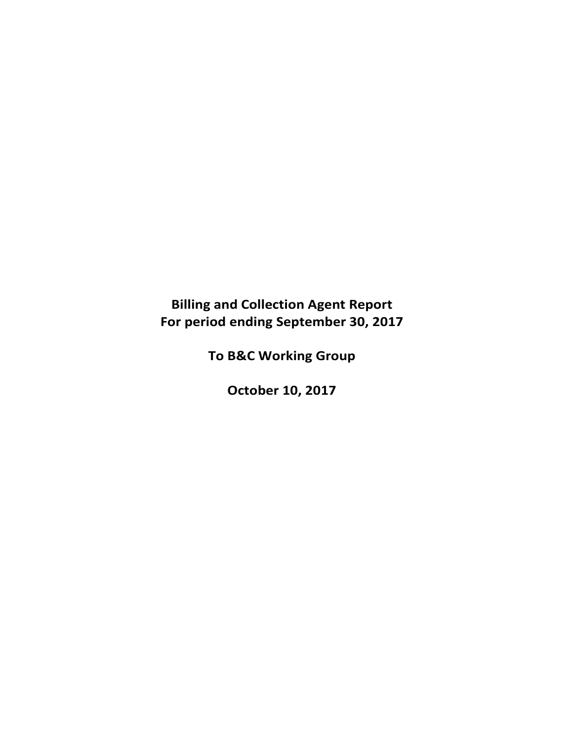# Billing and Collection Agent Report
# For period ending September 30, 2017

## To B&C Working Group

## October 10, 2017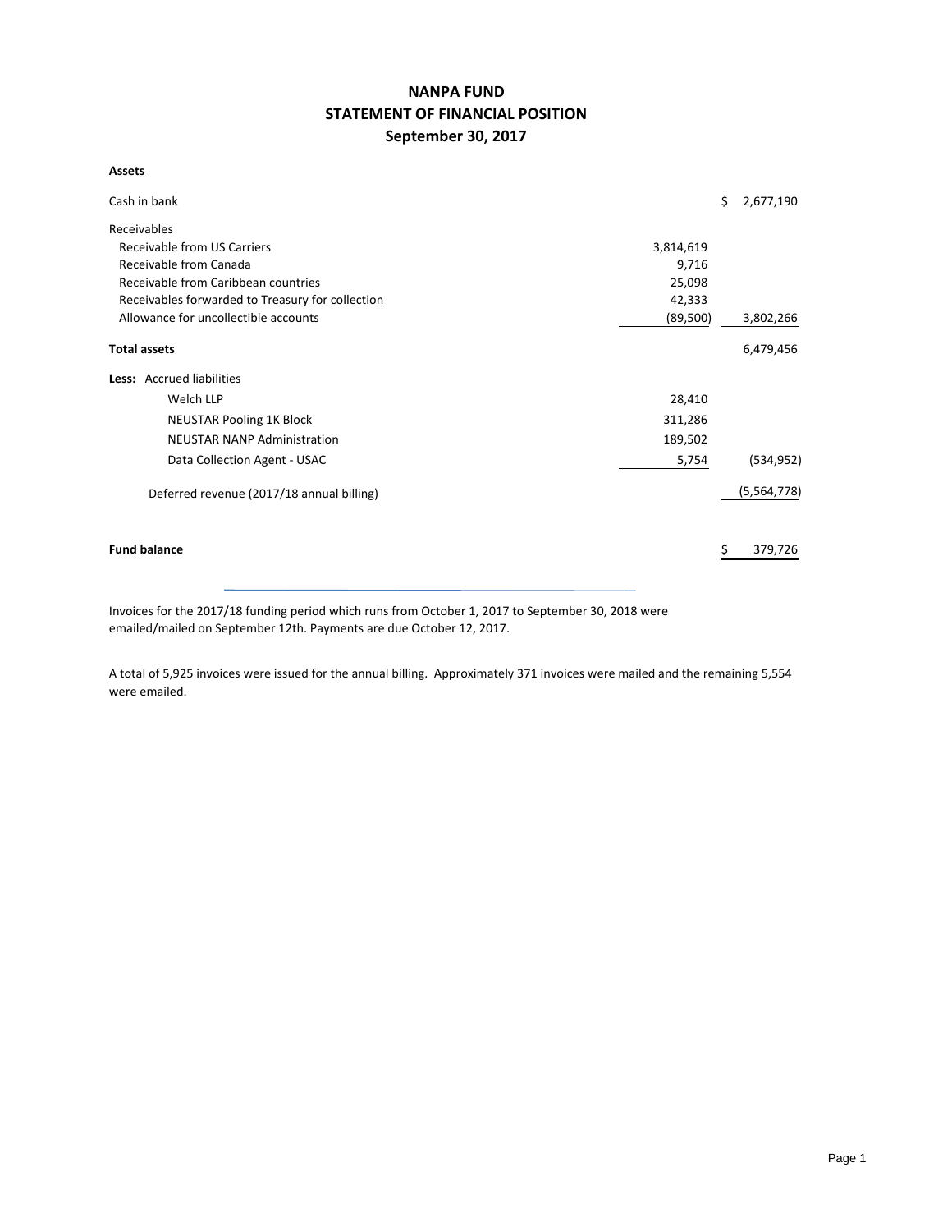# NANPA FUND
## STATEMENT OF FINANCIAL POSITION
## September 30, 2017

**Assets**

| | | | |
|---|---|---|---|
| Cash in bank | | $ | 2,677,190 |
| Receivables | | | |
| Receivable from US Carriers | 3,814,619 | | |
| Receivable from Canada | 9,716 | | |
| Receivable from Caribbean countries | 25,098 | | |
| Receivables forwarded to Treasury for collection | 42,333 | | |
| Allowance for uncollectible accounts | (89,500) | | 3,802,266 |
| **Total assets** | | | 6,479,456 |
| **Less:** Accrued liabilities | | | |
| Welch LLP | 28,410 | | |
| NEUSTAR Pooling 1K Block | 311,286 | | |
| NEUSTAR NANP Administration | 189,502 | | |
| Data Collection Agent - USAC | 5,754 | | (534,952) |
| Deferred revenue (2017/18 annual billing) | | | (5,564,778) |
| **Fund balance** | | $ | 379,726 |

Invoices for the 2017/18 funding period which runs from October 1, 2017 to September 30, 2018 were emailed/mailed on September 12th. Payments are due October 12, 2017.

A total of 5,925 invoices were issued for the annual billing. Approximately 371 invoices were mailed and the remaining 5,554 were emailed.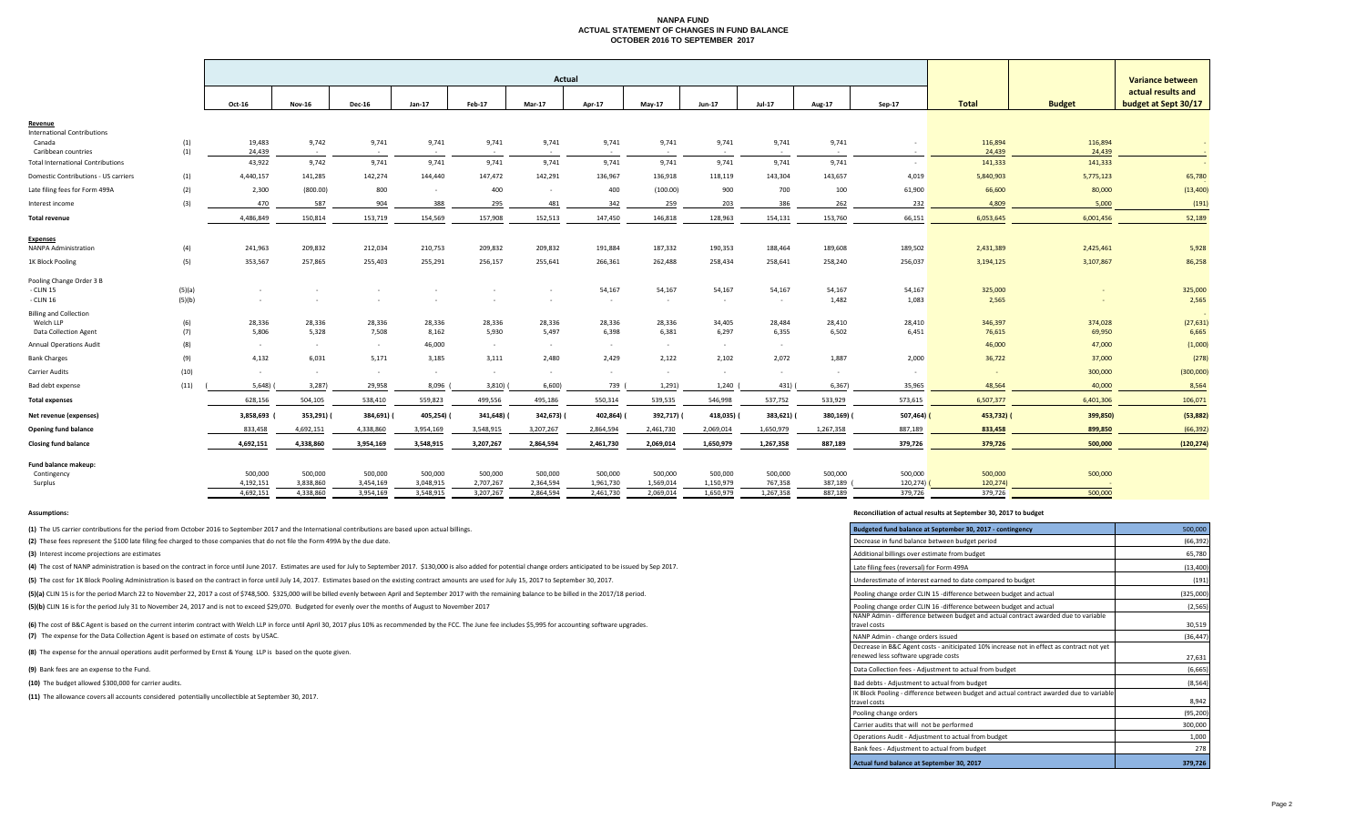# NANPA FUND
## ACTUAL STATEMENT OF CHANGES IN FUND BALANCE
### OCTOBER 2016 TO SEPTEMBER 2017

| | | Actual | | | | | | | | | | | | | | Variance between actual results and budget at Sept 30/17 |
|---|---|---|---|---|---|---|---|---|---|---|---|---|---|---|---|---|
| | | Oct-16 | Nov-16 | Dec-16 | Jan-17 | Feb-17 | Mar-17 | Apr-17 | May-17 | Jun-17 | Jul-17 | Aug-17 | Sep-17 | Total | Budget | |
| **Revenue** | | | | | | | | | | | | | | | | |
| International Contributions | | | | | | | | | | | | | | | | |
| Canada | (1) | 19,483 | 9,742 | 9,741 | 9,741 | 9,741 | 9,741 | 9,741 | 9,741 | 9,741 | 9,741 | 9,741 | - | 116,894 | 116,894 | - |
| Caribbean countries | (1) | 24,439 | - | - | - | - | - | - | - | - | - | - | - | 24,439 | 24,439 | - |
| Total International Contributions | | 43,922 | 9,742 | 9,741 | 9,741 | 9,741 | 9,741 | 9,741 | 9,741 | 9,741 | 9,741 | 9,741 | - | 141,333 | 141,333 | - |
| Domestic Contributions - US carriers | (1) | 4,440,157 | 141,285 | 142,274 | 144,440 | 147,472 | 142,291 | 136,967 | 136,918 | 118,119 | 143,304 | 143,657 | 4,019 | 5,840,903 | 5,775,123 | 65,780 |
| Late filing fees for Form 499A | (2) | 2,300 | (800.00) | 800 | - | 400 | - | 400 | (100.00) | 900 | 700 | 100 | 61,900 | 66,600 | 80,000 | (13,400) |
| Interest income | (3) | 470 | 587 | 904 | 388 | 295 | 481 | 342 | 259 | 203 | 386 | 262 | 232 | 4,809 | 5,000 | (191) |
| **Total revenue** | | 4,486,849 | 150,814 | 153,719 | 154,569 | 157,908 | 152,513 | 147,450 | 146,818 | 128,963 | 154,131 | 153,760 | 66,151 | 6,053,645 | 6,001,456 | 52,189 |
| **Expenses** | | | | | | | | | | | | | | | | |
| NANPA Administration | (4) | 241,963 | 209,832 | 212,034 | 210,753 | 209,832 | 209,832 | 191,884 | 187,332 | 190,353 | 188,464 | 189,608 | 189,502 | 2,431,389 | 2,425,461 | 5,928 |
| 1K Block Pooling | (5) | 353,567 | 257,865 | 255,403 | 255,291 | 256,157 | 255,641 | 266,361 | 262,488 | 258,434 | 258,641 | 258,240 | 256,037 | 3,194,125 | 3,107,867 | 86,258 |
| Pooling Change Order 3 B | | | | | | | | | | | | | | | | |
| - CLIN 15 | (5)(a) | - | - | - | - | - | - | 54,167 | 54,167 | 54,167 | 54,167 | 54,167 | 54,167 | 325,000 | - | 325,000 |
| - CLIN 16 | (5)(b) | - | - | - | - | - | - | - | - | - | - | 1,482 | 1,083 | 2,565 | - | 2,565 |
| Billing and Collection | | | | | | | | | | | | | | | | - |
| Welch LLP | (6) | 28,336 | 28,336 | 28,336 | 28,336 | 28,336 | 28,336 | 28,336 | 28,336 | 34,405 | 28,484 | 28,410 | 28,410 | 346,397 | 374,028 | (27,631) |
| Data Collection Agent | (7) | 5,806 | 5,328 | 7,508 | 8,162 | 5,930 | 5,497 | 6,398 | 6,381 | 6,297 | 6,355 | 6,502 | 6,451 | 76,615 | 69,950 | 6,665 |
| Annual Operations Audit | (8) | - | - | - | 46,000 | - | - | - | - | - | - | - | | 46,000 | 47,000 | (1,000) |
| Bank Charges | (9) | 4,132 | 6,031 | 5,171 | 3,185 | 3,111 | 2,480 | 2,429 | 2,122 | 2,102 | 2,072 | 1,887 | 2,000 | 36,722 | 37,000 | (278) |
| Carrier Audits | (10) | - | - | - | - | - | - | - | - | - | - | - | - | - | 300,000 | (300,000) |
| Bad debt expense | (11) | (5,648) | (3,287) | 29,958 | 8,096 | (3,810) | (6,600) | 739 | (1,291) | 1,240 | (431) | (6,367) | 35,965 | 48,564 | 40,000 | 8,564 |
| **Total expenses** | | 628,156 | 504,105 | 538,410 | 559,823 | 499,556 | 495,186 | 550,314 | 539,535 | 546,998 | 537,752 | 533,929 | 573,615 | 6,507,377 | 6,401,306 | 106,071 |
| **Net revenue (expenses)** | | 3,858,693 | (353,291) | (384,691) | (405,254) | (341,648) | (342,673) | (402,864) | (392,717) | (418,035) | (383,621) | (380,169) | (507,464) | (453,732) | (399,850) | (53,882) |
| **Opening fund balance** | | 833,458 | 4,692,151 | 4,338,860 | 3,954,169 | 3,548,915 | 3,207,267 | 2,864,594 | 2,461,730 | 2,069,014 | 1,650,979 | 1,267,358 | 887,189 | 833,458 | 899,850 | (66,392) |
| **Closing fund balance** | | 4,692,151 | 4,338,860 | 3,954,169 | 3,548,915 | 3,207,267 | 2,864,594 | 2,461,730 | 2,069,014 | 1,650,979 | 1,267,358 | 887,189 | 379,726 | 379,726 | 500,000 | (120,274) |
| **Fund balance makeup:** | | | | | | | | | | | | | | | | |
| Contingency | | 500,000 | 500,000 | 500,000 | 500,000 | 500,000 | 500,000 | 500,000 | 500,000 | 500,000 | 500,000 | 500,000 | 500,000 | 500,000 | 500,000 | |
| Surplus | | 4,192,151 | 3,838,860 | 3,454,169 | 3,048,915 | 2,707,267 | 2,364,594 | 1,961,730 | 1,569,014 | 1,150,979 | 767,358 | 387,189 | (120,274) | (120,274) | - | |
| | | 4,692,151 | 4,338,860 | 3,954,169 | 3,548,915 | 3,207,267 | 2,864,594 | 2,461,730 | 2,069,014 | 1,650,979 | 1,267,358 | 887,189 | 379,726 | 379,726 | 500,000 | |

**Assumptions:**

**(1)** The US carrier contributions for the period from October 2016 to September 2017 and the International contributions are based upon actual billings.

**(2)** These fees represent the $100 late filing fee charged to those companies that do not file the Form 499A by the due date.

**(3)** Interest income projections are estimates

**(4)** The cost of NANP administration is based on the contract in force until June 2017. Estimates are used for July to September 2017. $130,000 is also added for potential change orders anticipated to be issued by Sep 2017.

**(5)** The cost for 1K Block Pooling Administration is based on the contract in force until July 14, 2017. Estimates based on the existing contract amounts are used for July 15, 2017 to September 30, 2017.

**(5)(a)** CLIN 15 is for the period March 22 to November 22, 2017 a cost of $748,500. $325,000 will be billed evenly between April and September 2017 with the remaining balance to be billed in the 2017/18 period.

**(5)(b)** CLIN 16 is for the period July 31 to November 24, 2017 and is not to exceed $29,070. Budgeted for evenly over the months of August to November 2017

**(6)** The cost of B&C Agent is based on the current interim contract with Welch LLP in force until April 30, 2017 plus 10% as recommended by the FCC. The June fee includes $5,995 for accounting software upgrades.

**(7)** The expense for the Data Collection Agent is based on estimate of costs by USAC.

**(8)** The expense for the annual operations audit performed by Ernst & Young LLP is based on the quote given.

**(9)** Bank fees are an expense to the Fund.

**(10)** The budget allowed $300,000 for carrier audits.

**(11)** The allowance covers all accounts considered potentially uncollectible at September 30, 2017.

**Reconciliation of actual results at September 30, 2017 to budget**

| Item | Amount |
|---|---|
| Budgeted fund balance at September 30, 2017 - contingency | 500,000 |
| Decrease in fund balance between budget period | (66,392) |
| Additional billings over estimate from budget | 65,780 |
| Late filing fees (reversal) for Form 499A | (13,400) |
| Underestimate of interest earned to date compared to budget | (191) |
| Pooling change order CLIN 15 -difference between budget and actual | (325,000) |
| Pooling change order CLIN 16 -difference between budget and actual | (2,565) |
| NANP Admin - difference between budget and actual contract awarded due to variable travel costs | 30,519 |
| NANP Admin - change orders issued | (36,447) |
| Decrease in B&C Agent costs - aniticipated 10% increase not in effect as contract not yet renewed less software upgrade costs | 27,631 |
| Data Collection fees - Adjustment to actual from budget | (6,665) |
| Bad debts - Adjustment to actual from budget | (8,564) |
| IK Block Pooling - difference between budget and actual contract awarded due to variable travel costs | 8,942 |
| Pooling change orders | (95,200) |
| Carrier audits that will not be performed | 300,000 |
| Operations Audit - Adjustment to actual from budget | 1,000 |
| Bank fees - Adjustment to actual from budget | 278 |
| **Actual fund balance at September 30, 2017** | **379,726** |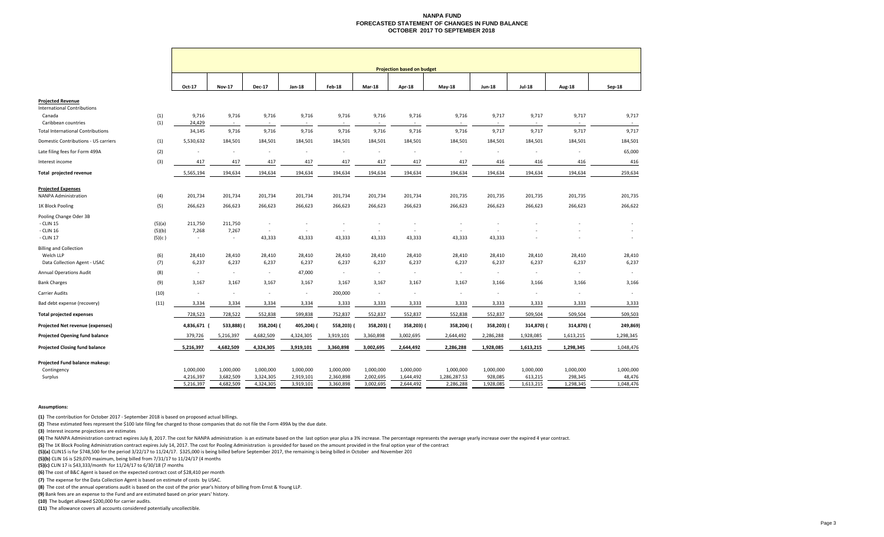# NANPA FUND
## FORECASTED STATEMENT OF CHANGES IN FUND BALANCE
## OCTOBER 2017 TO SEPTEMBER 2018

| | | Projection based on budget | | | | | | | | | | | |
|---|---|---|---|---|---|---|---|---|---|---|---|---|---|
| | | Oct-17 | Nov-17 | Dec-17 | Jan-18 | Feb-18 | Mar-18 | Apr-18 | May-18 | Jun-18 | Jul-18 | Aug-18 | Sep-18 |
| **Projected Revenue** | | | | | | | | | | | | | |
| International Contributions | | | | | | | | | | | | | |
| Canada | (1) | 9,716 | 9,716 | 9,716 | 9,716 | 9,716 | 9,716 | 9,716 | 9,716 | 9,717 | 9,717 | 9,717 | 9,717 |
| Caribbean countries | (1) | 24,429 | - | - | - | - | - | - | - | - | - | - | - |
| Total International Contributions | | 34,145 | 9,716 | 9,716 | 9,716 | 9,716 | 9,716 | 9,716 | 9,716 | 9,717 | 9,717 | 9,717 | 9,717 |
| Domestic Contributions - US carriers | (1) | 5,530,632 | 184,501 | 184,501 | 184,501 | 184,501 | 184,501 | 184,501 | 184,501 | 184,501 | 184,501 | 184,501 | 184,501 |
| Late filing fees for Form 499A | (2) | - | - | - | - | - | - | - | - | - | - | - | 65,000 |
| Interest income | (3) | 417 | 417 | 417 | 417 | 417 | 417 | 417 | 417 | 416 | 416 | 416 | 416 |
| Total projected revenue | | 5,565,194 | 194,634 | 194,634 | 194,634 | 194,634 | 194,634 | 194,634 | 194,634 | 194,634 | 194,634 | 194,634 | 259,634 |
| **Projected Expenses** | | | | | | | | | | | | | |
| NANPA Administration | (4) | 201,734 | 201,734 | 201,734 | 201,734 | 201,734 | 201,734 | 201,734 | 201,735 | 201,735 | 201,735 | 201,735 | 201,735 |
| 1K Block Pooling | (5) | 266,623 | 266,623 | 266,623 | 266,623 | 266,623 | 266,623 | 266,623 | 266,623 | 266,623 | 266,623 | 266,623 | 266,622 |
| Pooling Change Oder 3B | | | | | | | | | | | | | |
| - CLIN 15 | (5)(a) | 211,750 | 211,750 | - | - | - | - | - | - | - | - | - | - |
| - CLIN 16 | (5)(b) | 7,268 | 7,267 | - | - | - | - | - | - | - | - | - | - |
| - CLIN 17 | (5)(c) | - | - | 43,333 | 43,333 | 43,333 | 43,333 | 43,333 | 43,333 | 43,333 | - | - | - |
| Billing and Collection | | | | | | | | | | | | | |
| Welch LLP | (6) | 28,410 | 28,410 | 28,410 | 28,410 | 28,410 | 28,410 | 28,410 | 28,410 | 28,410 | 28,410 | 28,410 | 28,410 |
| Data Collection Agent - USAC | (7) | 6,237 | 6,237 | 6,237 | 6,237 | 6,237 | 6,237 | 6,237 | 6,237 | 6,237 | 6,237 | 6,237 | 6,237 |
| Annual Operations Audit | (8) | - | - | - | 47,000 | - | - | - | - | - | - | - | - |
| Bank Charges | (9) | 3,167 | 3,167 | 3,167 | 3,167 | 3,167 | 3,167 | 3,167 | 3,167 | 3,166 | 3,166 | 3,166 | 3,166 |
| Carrier Audits | (10) | - | - | - | - | 200,000 | - | - | - | - | - | - | - |
| Bad debt expense (recovery) | (11) | 3,334 | 3,334 | 3,334 | 3,334 | 3,333 | 3,333 | 3,333 | 3,333 | 3,333 | 3,333 | 3,333 | 3,333 |
| **Total projected expenses** | | 728,523 | 728,522 | 552,838 | 599,838 | 752,837 | 552,837 | 552,837 | 552,838 | 552,837 | 509,504 | 509,504 | 509,503 |
| **Projected Net revenue (expenses)** | | 4,836,671 | (533,888) | (358,204) | (405,204) | (558,203) | (358,203) | (358,203) | (358,204) | (358,203) | (314,870) | (314,870) | (249,869) |
| **Projected Opening fund balance** | | 379,726 | 5,216,397 | 4,682,509 | 4,324,305 | 3,919,101 | 3,360,898 | 3,002,695 | 2,644,492 | 2,286,288 | 1,928,085 | 1,613,215 | 1,298,345 |
| **Projected Closing fund balance** | | 5,216,397 | 4,682,509 | 4,324,305 | 3,919,101 | 3,360,898 | 3,002,695 | 2,644,492 | 2,286,288 | 1,928,085 | 1,613,215 | 1,298,345 | 1,048,476 |
| **Projected Fund balance makeup:** | | | | | | | | | | | | | |
| Contingency | | 1,000,000 | 1,000,000 | 1,000,000 | 1,000,000 | 1,000,000 | 1,000,000 | 1,000,000 | 1,000,000 | 1,000,000 | 1,000,000 | 1,000,000 | 1,000,000 |
| Surplus | | 4,216,397 | 3,682,509 | 3,324,305 | 2,919,101 | 2,360,898 | 2,002,695 | 1,644,492 | 1,286,287.53 | 928,085 | 613,215 | 298,345 | 48,476 |
| | | 5,216,397 | 4,682,509 | 4,324,305 | 3,919,101 | 3,360,898 | 3,002,695 | 2,644,492 | 2,286,288 | 1,928,085 | 1,613,215 | 1,298,345 | 1,048,476 |

**Assumptions:**

**(1)** The contribution for October 2017 - September 2018 is based on proposed actual billings.

**(2)** These estimated fees represent the $100 late filing fee charged to those companies that do not file the Form 499A by the due date.

**(3)** Interest income projections are estimates

**(4)** The NANPA Administration contract expires July 8, 2017. The cost for NANPA administration is an estimate based on the last option year plus a 3% increase. The percentage represents the average yearly increase over the expired 4 year contract.

**(5)** The 1K Block Pooling Administration contract expires July 14, 2017. The cost for Pooling Administration is provided for based on the amount provided in the final option year of the contract

**(5)(a)** CLIN15 is for $748,500 for the period 3/22/17 to 11/24/17. $325,000 is being billed before September 2017, the remaining is being billed in October and November 201

**(5)(b)** CLIN 16 is $29,070 maximum, being billed from 7/31/17 to 11/24/17 (4 months

**(5)(c)** CLIN 17 is $43,333/month for 11/24/17 to 6/30/18 (7 months

**(6)** The cost of B&C Agent is based on the expected contract cost of $28,410 per month

**(7)** The expense for the Data Collection Agent is based on estimate of costs by USAC.

**(8)** The cost of the annual operations audit is based on the cost of the prior year's history of billing from Ernst & Young LLP.

**(9)** Bank fees are an expense to the Fund and are estimated based on prior years' history.

**(10)** The budget allowed $200,000 for carrier audits.

**(11)** The allowance covers all accounts considered potentially uncollectible.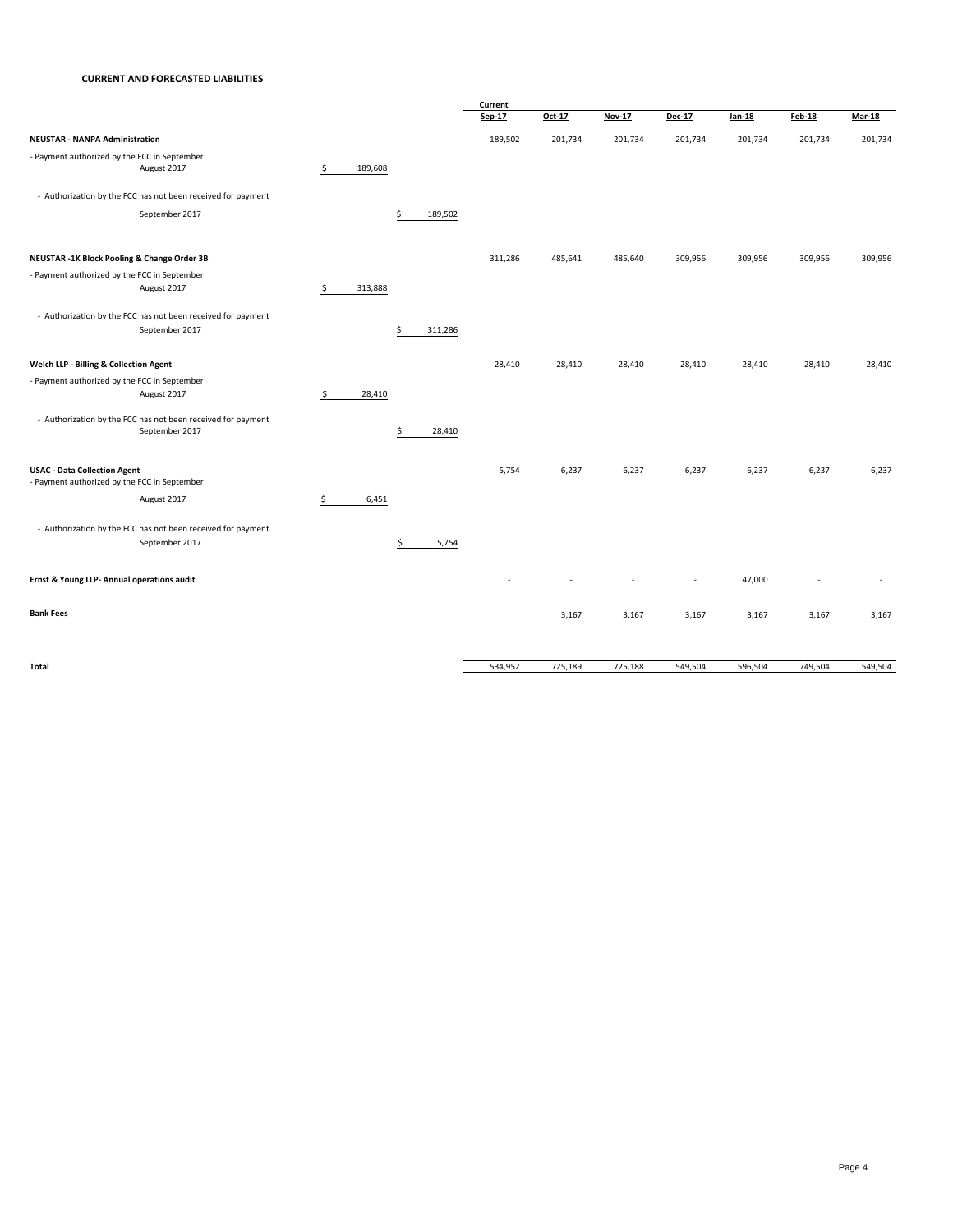**CURRENT AND FORECASTED LIABILITIES**

| | | | Current Sep-17 | Oct-17 | Nov-17 | Dec-17 | Jan-18 | Feb-18 | Mar-18 |
|---|---|---|---|---|---|---|---|---|---|
| **NEUSTAR - NANPA Administration** | | | 189,502 | 201,734 | 201,734 | 201,734 | 201,734 | 201,734 | 201,734 |
| - Payment authorized by the FCC in September August 2017 | $ 189,608 | | | | | | | | |
| - Authorization by the FCC has not been received for payment September 2017 | | $ 189,502 | | | | | | | |
| **NEUSTAR -1K Block Pooling & Change Order 3B** | | | 311,286 | 485,641 | 485,640 | 309,956 | 309,956 | 309,956 | 309,956 |
| - Payment authorized by the FCC in September August 2017 | $ 313,888 | | | | | | | | |
| - Authorization by the FCC has not been received for payment September 2017 | | $ 311,286 | | | | | | | |
| **Welch LLP - Billing & Collection Agent** | | | 28,410 | 28,410 | 28,410 | 28,410 | 28,410 | 28,410 | 28,410 |
| - Payment authorized by the FCC in September August 2017 | $ 28,410 | | | | | | | | |
| - Authorization by the FCC has not been received for payment September 2017 | | $ 28,410 | | | | | | | |
| **USAC - Data Collection Agent** | | | 5,754 | 6,237 | 6,237 | 6,237 | 6,237 | 6,237 | 6,237 |
| - Payment authorized by the FCC in September August 2017 | $ 6,451 | | | | | | | | |
| - Authorization by the FCC has not been received for payment September 2017 | | $ 5,754 | | | | | | | |
| **Ernst & Young LLP- Annual operations audit** | | | - | - | - | - | 47,000 | - | - |
| **Bank Fees** | | | | 3,167 | 3,167 | 3,167 | 3,167 | 3,167 | 3,167 |
| **Total** | | | 534,952 | 725,189 | 725,188 | 549,504 | 596,504 | 749,504 | 549,504 |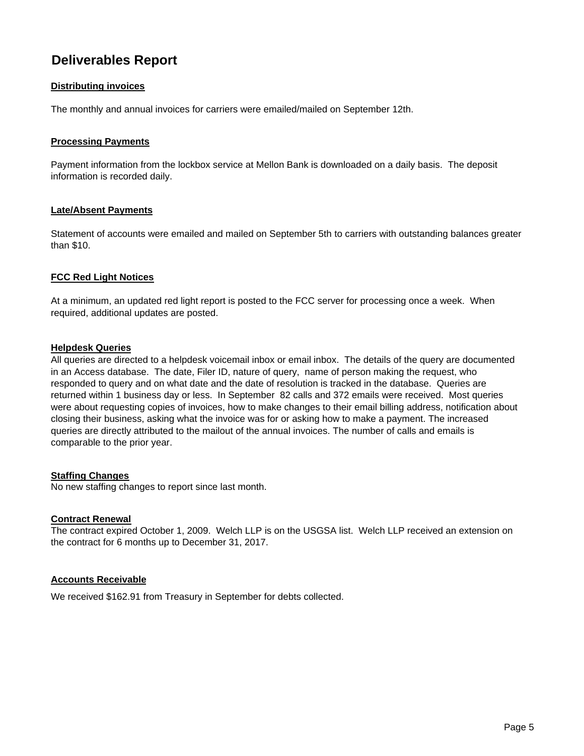# Deliverables Report

**Distributing invoices**

The monthly and annual invoices for carriers were emailed/mailed on September 12th.

**Processing Payments**

Payment information from the lockbox service at Mellon Bank is downloaded on a daily basis. The deposit information is recorded daily.

**Late/Absent Payments**

Statement of accounts were emailed and mailed on September 5th to carriers with outstanding balances greater than $10.

**FCC Red Light Notices**

At a minimum, an updated red light report is posted to the FCC server for processing once a week. When required, additional updates are posted.

**Helpdesk Queries**

All queries are directed to a helpdesk voicemail inbox or email inbox. The details of the query are documented in an Access database. The date, Filer ID, nature of query, name of person making the request, who responded to query and on what date and the date of resolution is tracked in the database. Queries are returned within 1 business day or less. In September 82 calls and 372 emails were received. Most queries were about requesting copies of invoices, how to make changes to their email billing address, notification about closing their business, asking what the invoice was for or asking how to make a payment. The increased queries are directly attributed to the mailout of the annual invoices. The number of calls and emails is comparable to the prior year.

**Staffing Changes**

No new staffing changes to report since last month.

**Contract Renewal**

The contract expired October 1, 2009. Welch LLP is on the USGSA list. Welch LLP received an extension on the contract for 6 months up to December 31, 2017.

**Accounts Receivable**

We received $162.91 from Treasury in September for debts collected.